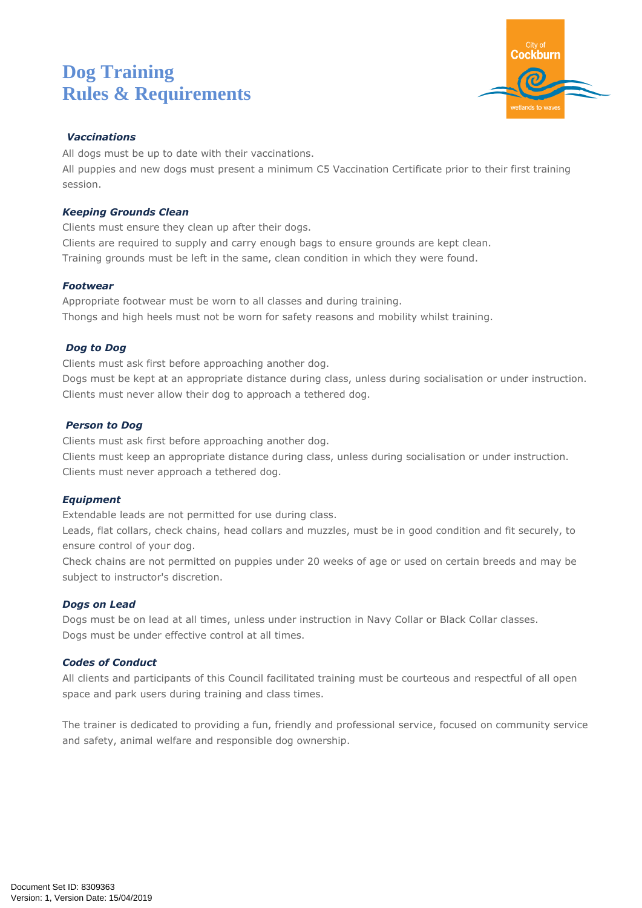# Dog Training
# Rules & Requirements

### *Vaccinations*

All dogs must be up to date with their vaccinations.

All puppies and new dogs must present a minimum C5 Vaccination Certificate prior to their first training session.

### *Keeping Grounds Clean*

Clients must ensure they clean up after their dogs.

Clients are required to supply and carry enough bags to ensure grounds are kept clean.

Training grounds must be left in the same, clean condition in which they were found.

### *Footwear*

Appropriate footwear must be worn to all classes and during training.

Thongs and high heels must not be worn for safety reasons and mobility whilst training.

### *Dog to Dog*

Clients must ask first before approaching another dog.

Dogs must be kept at an appropriate distance during class, unless during socialisation or under instruction.

Clients must never allow their dog to approach a tethered dog.

### *Person to Dog*

Clients must ask first before approaching another dog.

Clients must keep an appropriate distance during class, unless during socialisation or under instruction.

Clients must never approach a tethered dog.

### *Equipment*

Extendable leads are not permitted for use during class.

Leads, flat collars, check chains, head collars and muzzles, must be in good condition and fit securely, to ensure control of your dog.

Check chains are not permitted on puppies under 20 weeks of age or used on certain breeds and may be subject to instructor's discretion.

### *Dogs on Lead*

Dogs must be on lead at all times, unless under instruction in Navy Collar or Black Collar classes.

Dogs must be under effective control at all times.

### *Codes of Conduct*

All clients and participants of this Council facilitated training must be courteous and respectful of all open space and park users during training and class times.

The trainer is dedicated to providing a fun, friendly and professional service, focused on community service and safety, animal welfare and responsible dog ownership.

Document Set ID: 8309363
Version: 1, Version Date: 15/04/2019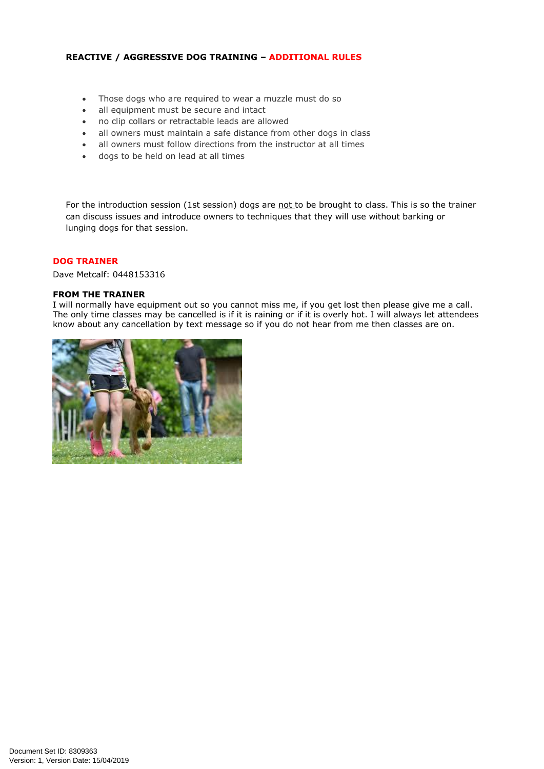**REACTIVE / AGGRESSIVE DOG TRAINING – ADDITIONAL RULES**

- Those dogs who are required to wear a muzzle must do so
- all equipment must be secure and intact
- no clip collars or retractable leads are allowed
- all owners must maintain a safe distance from other dogs in class
- all owners must follow directions from the instructor at all times
- dogs to be held on lead at all times

For the introduction session (1st session) dogs are not to be brought to class. This is so the trainer can discuss issues and introduce owners to techniques that they will use without barking or lunging dogs for that session.

**DOG TRAINER**

Dave Metcalf: 0448153316

**FROM THE TRAINER**

I will normally have equipment out so you cannot miss me, if you get lost then please give me a call. The only time classes may be cancelled is if it is raining or if it is overly hot. I will always let attendees know about any cancellation by text message so if you do not hear from me then classes are on.

Document Set ID: 8309363
Version: 1, Version Date: 15/04/2019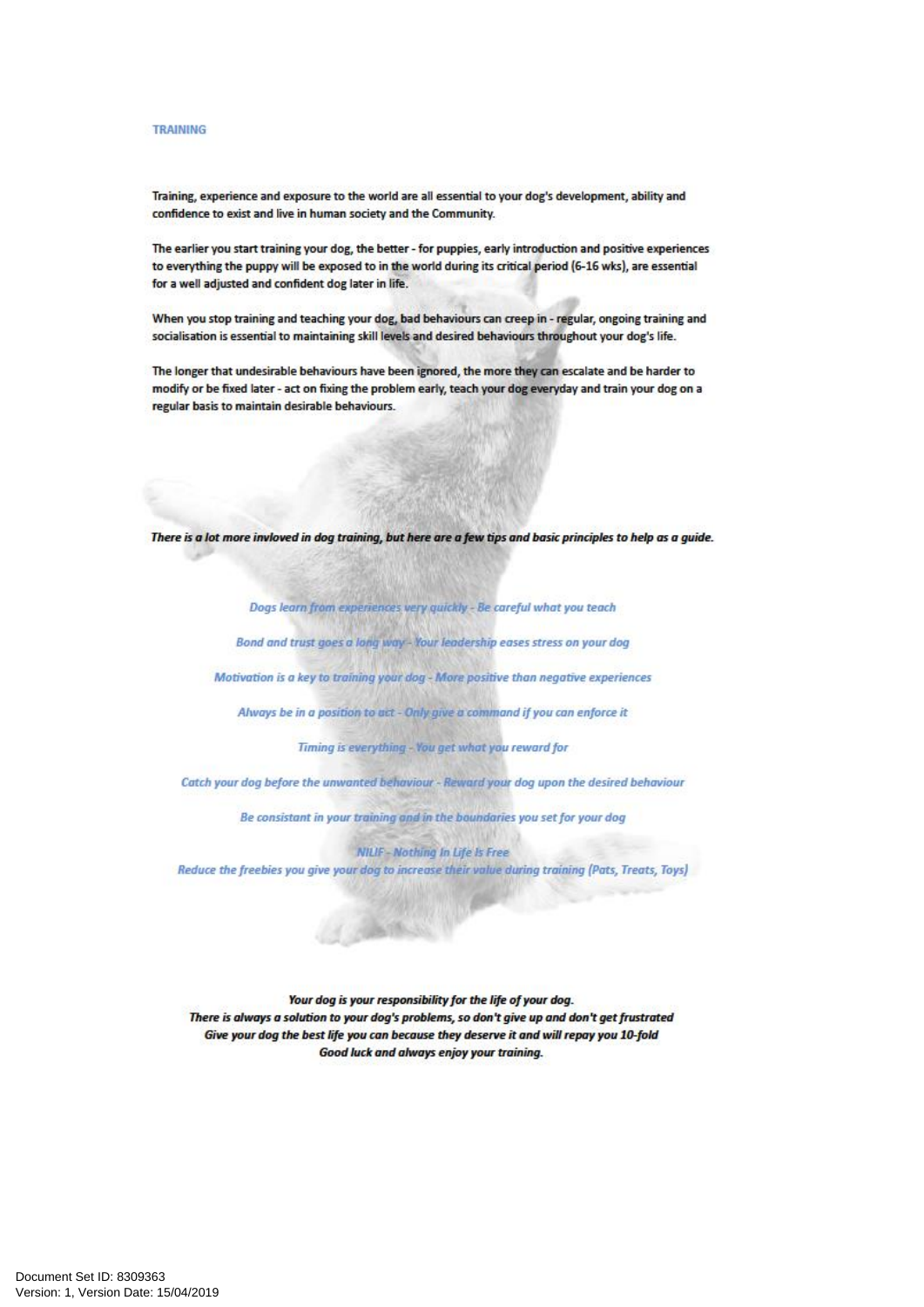## TRAINING

Training, experience and exposure to the world are all essential to your dog's development, ability and confidence to exist and live in human society and the Community.

The earlier you start training your dog, the better - for puppies, early introduction and positive experiences to everything the puppy will be exposed to in the world during its critical period (6-16 wks), are essential for a well adjusted and confident dog later in life.

When you stop training and teaching your dog, bad behaviours can creep in - regular, ongoing training and socialisation is essential to maintaining skill levels and desired behaviours throughout your dog's life.

The longer that undesirable behaviours have been ignored, the more they can escalate and be harder to modify or be fixed later - act on fixing the problem early, teach your dog everyday and train your dog on a regular basis to maintain desirable behaviours.

***There is a lot more invloved in dog training, but here are a few tips and basic principles to help as a guide.***

*Dogs learn from experiences very quickly - Be careful what you teach*

*Bond and trust goes a long way - Your leadership eases stress on your dog*

*Motivation is a key to training your dog - More positive than negative experiences*

*Always be in a position to act - Only give a command if you can enforce it*

*Timing is everything - You get what you reward for*

*Catch your dog before the unwanted behaviour - Reward your dog upon the desired behaviour*

*Be consistant in your training and in the boundaries you set for your dog*

*NILIF - Nothing In Life Is Free*
*Reduce the freebies you give your dog to increase their value during training (Pats, Treats, Toys)*

***Your dog is your responsibility for the life of your dog.***
***There is always a solution to your dog's problems, so don't give up and don't get frustrated***
***Give your dog the best life you can because they deserve it and will repay you 10-fold***
***Good luck and always enjoy your training.***